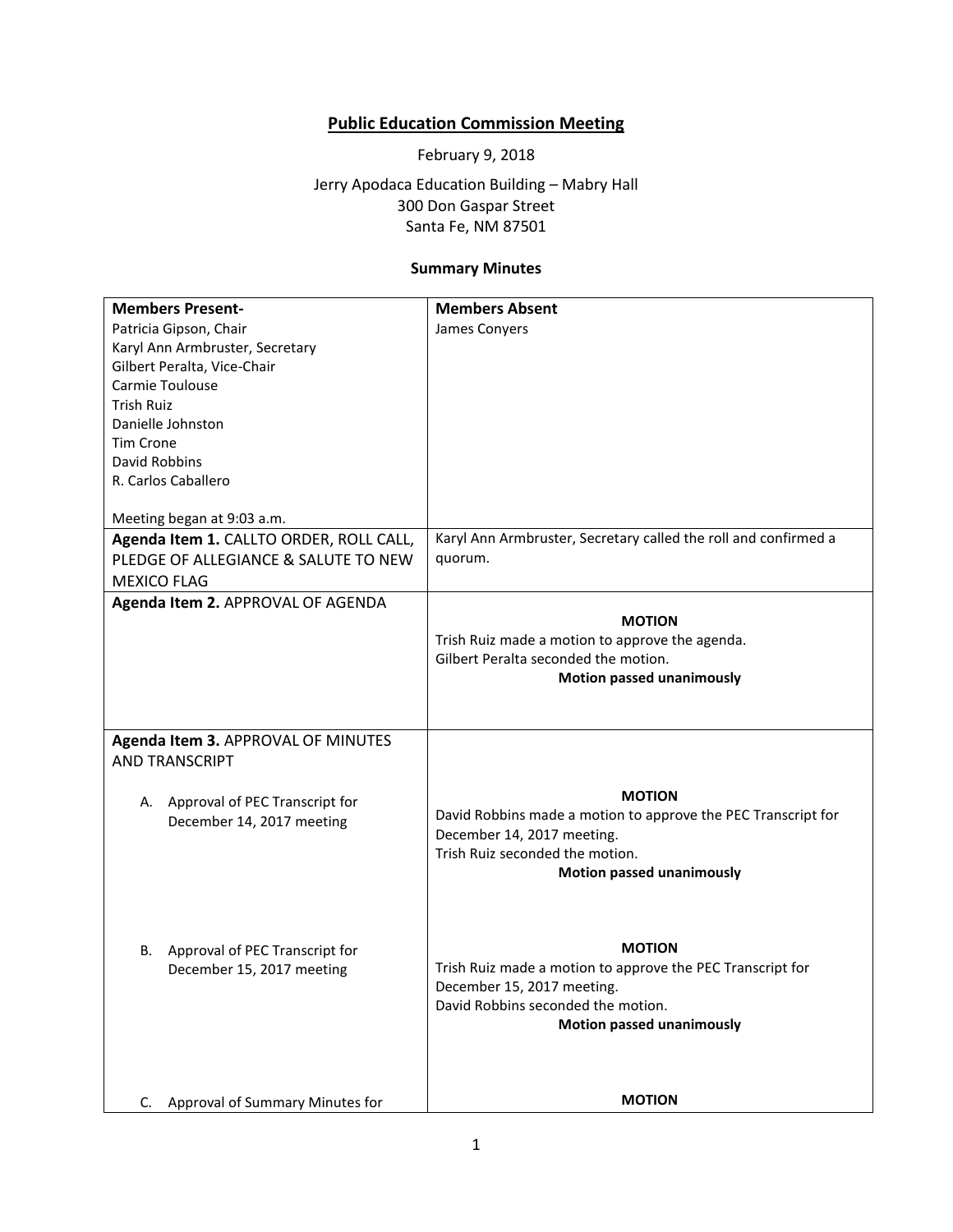# Public Education Commission Meeting

February 9, 2018

Jerry Apodaca Education Building – Mabry Hall
300 Don Gaspar Street
Santa Fe, NM 87501

**Summary Minutes**

| **Members Present-** | **Members Absent** |
|---|---|
| Patricia Gipson, Chair<br>Karyl Ann Armbruster, Secretary<br>Gilbert Peralta, Vice-Chair<br>Carmie Toulouse<br>Trish Ruiz<br>Danielle Johnston<br>Tim Crone<br>David Robbins<br>R. Carlos Caballero<br><br>Meeting began at 9:03 a.m. | James Conyers |
| **Agenda Item 1.** CALLTO ORDER, ROLL CALL, PLEDGE OF ALLEGIANCE & SALUTE TO NEW MEXICO FLAG | Karyl Ann Armbruster, Secretary called the roll and confirmed a quorum. |
| **Agenda Item 2.** APPROVAL OF AGENDA | **MOTION**<br>Trish Ruiz made a motion to approve the agenda.<br>Gilbert Peralta seconded the motion.<br>**Motion passed unanimously** |
| **Agenda Item 3.** APPROVAL OF MINUTES AND TRANSCRIPT<br><br>A. Approval of PEC Transcript for December 14, 2017 meeting | **MOTION**<br>David Robbins made a motion to approve the PEC Transcript for December 14, 2017 meeting.<br>Trish Ruiz seconded the motion.<br>**Motion passed unanimously** |
| B. Approval of PEC Transcript for December 15, 2017 meeting | **MOTION**<br>Trish Ruiz made a motion to approve the PEC Transcript for December 15, 2017 meeting.<br>David Robbins seconded the motion.<br>**Motion passed unanimously** |
| C. Approval of Summary Minutes for | **MOTION** |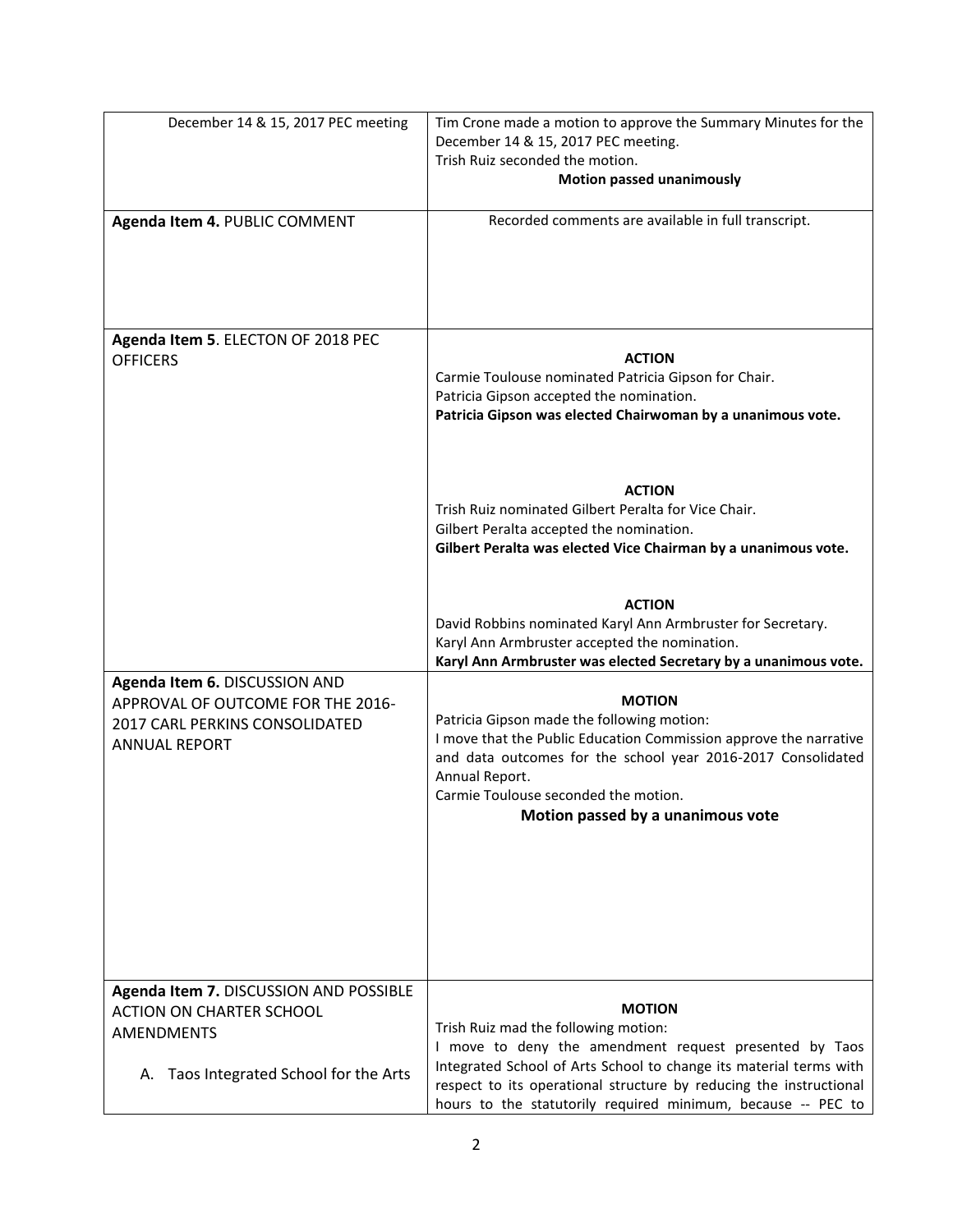| | |
|---|---|
| December 14 & 15, 2017 PEC meeting | Tim Crone made a motion to approve the Summary Minutes for the December 14 & 15, 2017 PEC meeting.<br>Trish Ruiz seconded the motion.<br>**Motion passed unanimously** |
| **Agenda Item 4.** PUBLIC COMMENT | Recorded comments are available in full transcript. |
| **Agenda Item 5**. ELECTON OF 2018 PEC OFFICERS | **ACTION**<br>Carmie Toulouse nominated Patricia Gipson for Chair.<br>Patricia Gipson accepted the nomination.<br>**Patricia Gipson was elected Chairwoman by a unanimous vote.**<br><br>**ACTION**<br>Trish Ruiz nominated Gilbert Peralta for Vice Chair.<br>Gilbert Peralta accepted the nomination.<br>**Gilbert Peralta was elected Vice Chairman by a unanimous vote.**<br><br>**ACTION**<br>David Robbins nominated Karyl Ann Armbruster for Secretary.<br>Karyl Ann Armbruster accepted the nomination.<br>**Karyl Ann Armbruster was elected Secretary by a unanimous vote.** |
| **Agenda Item 6.** DISCUSSION AND APPROVAL OF OUTCOME FOR THE 2016-2017 CARL PERKINS CONSOLIDATED ANNUAL REPORT | **MOTION**<br>Patricia Gipson made the following motion:<br>I move that the Public Education Commission approve the narrative and data outcomes for the school year 2016-2017 Consolidated Annual Report.<br>Carmie Toulouse seconded the motion.<br>**Motion passed by a unanimous vote** |
| **Agenda Item 7.** DISCUSSION AND POSSIBLE ACTION ON CHARTER SCHOOL AMENDMENTS<br><br>A. Taos Integrated School for the Arts | **MOTION**<br>Trish Ruiz mad the following motion:<br>I move to deny the amendment request presented by Taos Integrated School of Arts School to change its material terms with respect to its operational structure by reducing the instructional hours to the statutorily required minimum, because -- PEC to |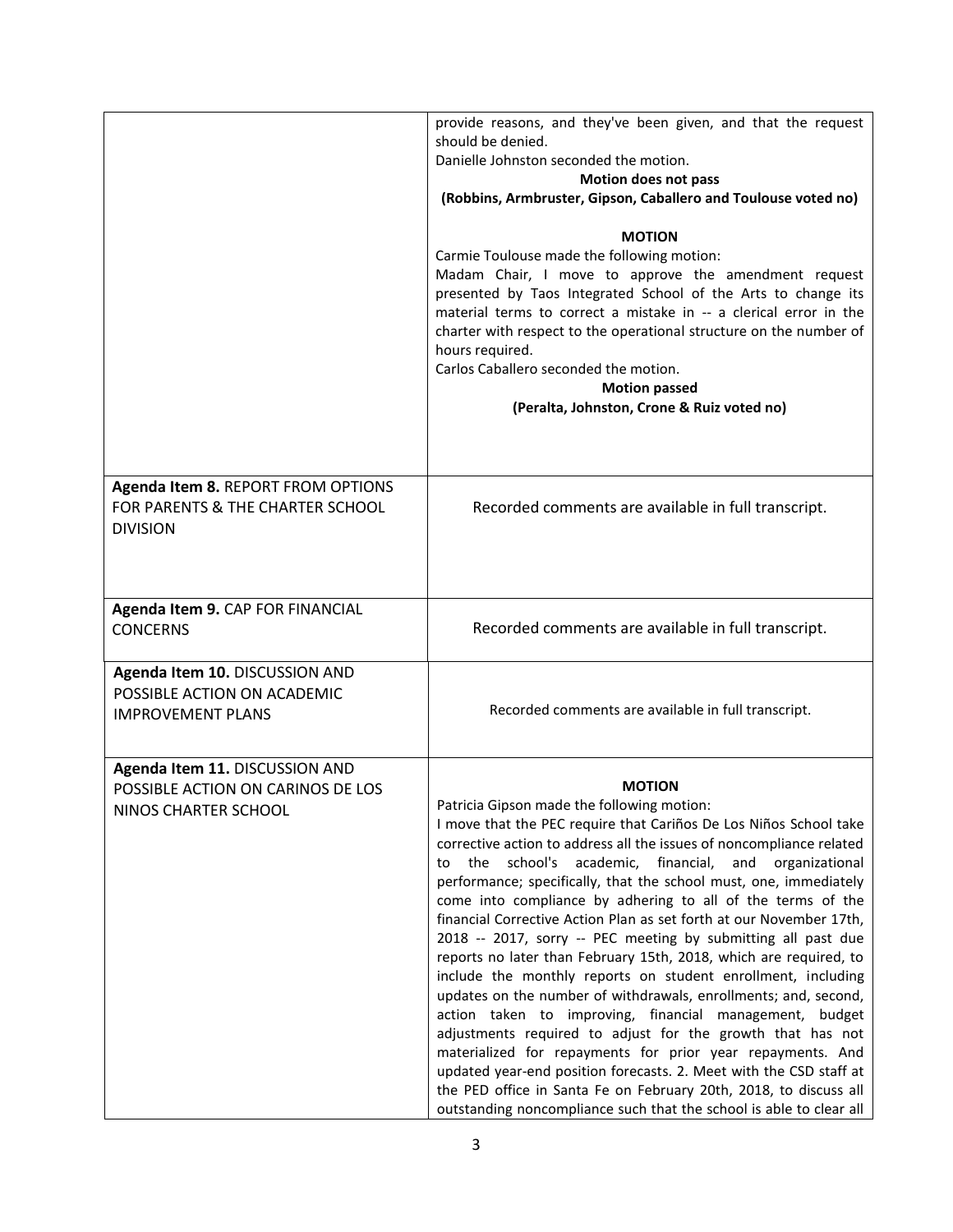| | |
|---|---|
| | provide reasons, and they've been given, and that the request should be denied.<br>Danielle Johnston seconded the motion.<br>**Motion does not pass**<br>**(Robbins, Armbruster, Gipson, Caballero and Toulouse voted no)**<br><br>**MOTION**<br>Carmie Toulouse made the following motion:<br>Madam Chair, I move to approve the amendment request presented by Taos Integrated School of the Arts to change its material terms to correct a mistake in -- a clerical error in the charter with respect to the operational structure on the number of hours required.<br>Carlos Caballero seconded the motion.<br>**Motion passed**<br>**(Peralta, Johnston, Crone & Ruiz voted no)** |
| **Agenda Item 8.** REPORT FROM OPTIONS FOR PARENTS & THE CHARTER SCHOOL DIVISION | Recorded comments are available in full transcript. |
| **Agenda Item 9.** CAP FOR FINANCIAL CONCERNS | Recorded comments are available in full transcript. |
| **Agenda Item 10.** DISCUSSION AND POSSIBLE ACTION ON ACADEMIC IMPROVEMENT PLANS | Recorded comments are available in full transcript. |
| **Agenda Item 11.** DISCUSSION AND POSSIBLE ACTION ON CARINOS DE LOS NINOS CHARTER SCHOOL | **MOTION**<br>Patricia Gipson made the following motion:<br>I move that the PEC require that Cariños De Los Niños School take corrective action to address all the issues of noncompliance related to the school's academic, financial, and organizational performance; specifically, that the school must, one, immediately come into compliance by adhering to all of the terms of the financial Corrective Action Plan as set forth at our November 17th, 2018 -- 2017, sorry -- PEC meeting by submitting all past due reports no later than February 15th, 2018, which are required, to include the monthly reports on student enrollment, including updates on the number of withdrawals, enrollments; and, second, action taken to improving, financial management, budget adjustments required to adjust for the growth that has not materialized for repayments for prior year repayments. And updated year-end position forecasts. 2. Meet with the CSD staff at the PED office in Santa Fe on February 20th, 2018, to discuss all outstanding noncompliance such that the school is able to clear all |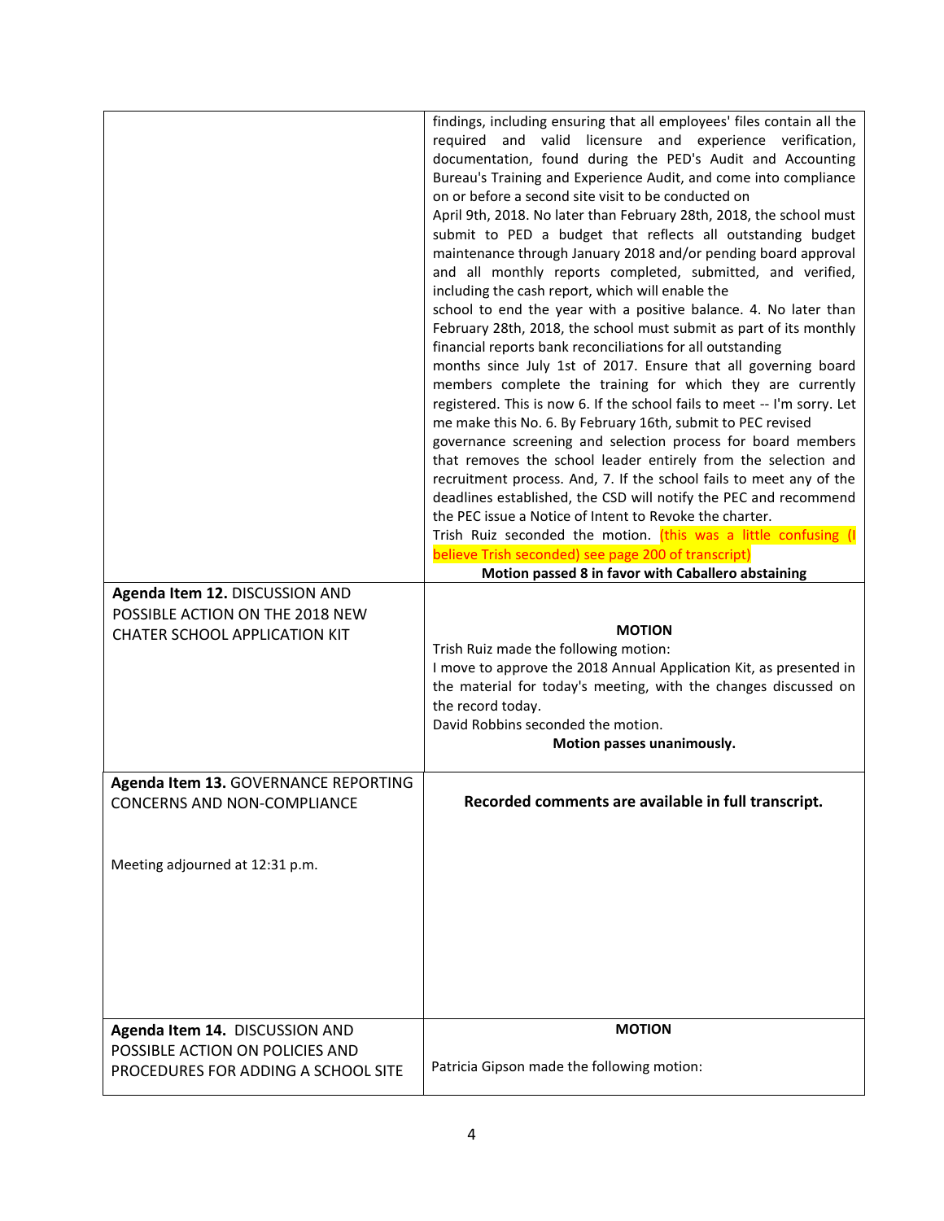| | |
|---|---|
| | findings, including ensuring that all employees' files contain all the required and valid licensure and experience verification, documentation, found during the PED's Audit and Accounting Bureau's Training and Experience Audit, and come into compliance on or before a second site visit to be conducted on April 9th, 2018. No later than February 28th, 2018, the school must submit to PED a budget that reflects all outstanding budget maintenance through January 2018 and/or pending board approval and all monthly reports completed, submitted, and verified, including the cash report, which will enable the school to end the year with a positive balance. 4. No later than February 28th, 2018, the school must submit as part of its monthly financial reports bank reconciliations for all outstanding months since July 1st of 2017. Ensure that all governing board members complete the training for which they are currently registered. This is now 6. If the school fails to meet -- I'm sorry. Let me make this No. 6. By February 16th, submit to PEC revised governance screening and selection process for board members that removes the school leader entirely from the selection and recruitment process. And, 7. If the school fails to meet any of the deadlines established, the CSD will notify the PEC and recommend the PEC issue a Notice of Intent to Revoke the charter.<br>Trish Ruiz seconded the motion. (this was a little confusing (I believe Trish seconded) see page 200 of transcript)<br>**Motion passed 8 in favor with Caballero abstaining** |
| **Agenda Item 12.** DISCUSSION AND POSSIBLE ACTION ON THE 2018 NEW CHATER SCHOOL APPLICATION KIT | **MOTION**<br>Trish Ruiz made the following motion:<br>I move to approve the 2018 Annual Application Kit, as presented in the material for today's meeting, with the changes discussed on the record today.<br>David Robbins seconded the motion.<br>**Motion passes unanimously.** |
| **Agenda Item 13.** GOVERNANCE REPORTING CONCERNS AND NON-COMPLIANCE<br><br>Meeting adjourned at 12:31 p.m. | **Recorded comments are available in full transcript.** |
| **Agenda Item 14.** DISCUSSION AND POSSIBLE ACTION ON POLICIES AND PROCEDURES FOR ADDING A SCHOOL SITE | **MOTION**<br><br>Patricia Gipson made the following motion: |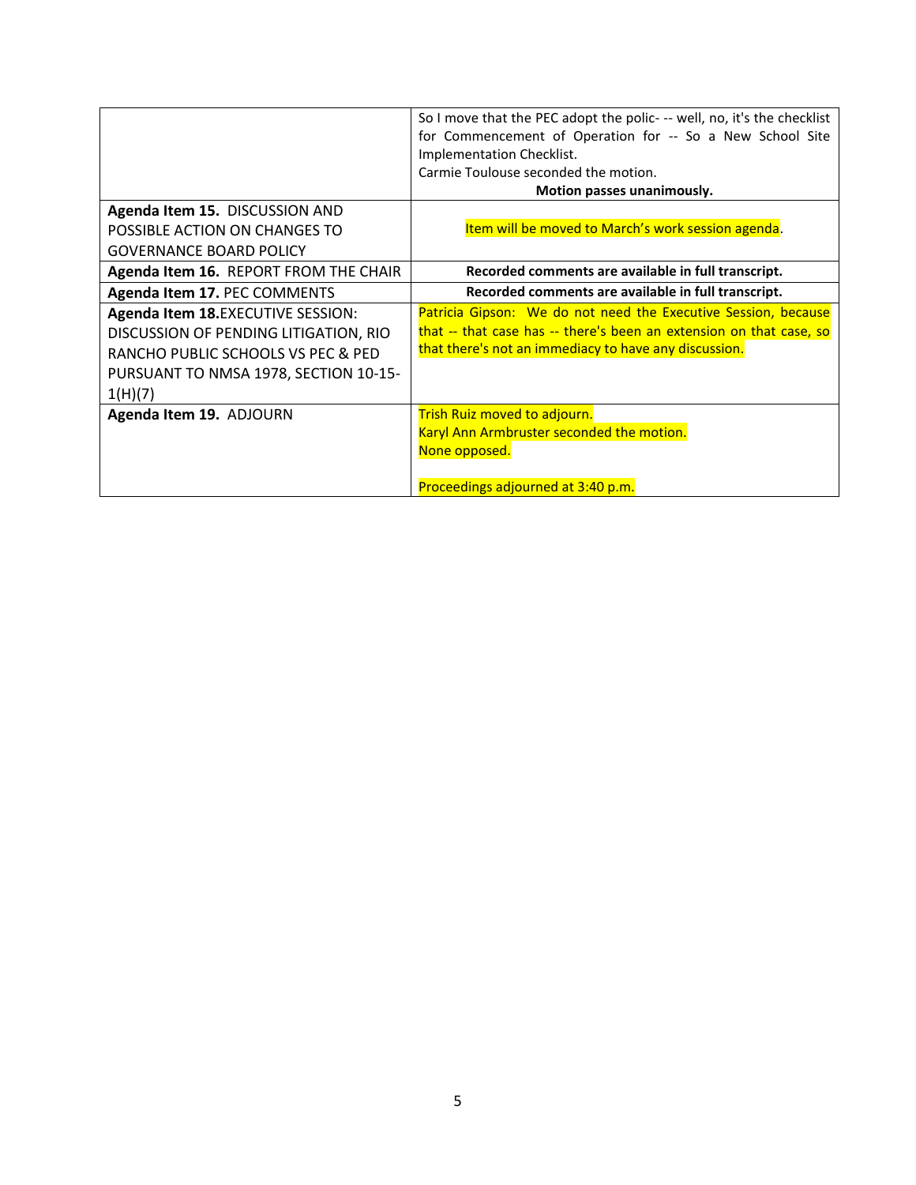| | |
|---|---|
| | So I move that the PEC adopt the polic- -- well, no, it's the checklist for Commencement of Operation for -- So a New School Site Implementation Checklist.<br>Carmie Toulouse seconded the motion.<br>**Motion passes unanimously.** |
| **Agenda Item 15.** DISCUSSION AND POSSIBLE ACTION ON CHANGES TO GOVERNANCE BOARD POLICY | Item will be moved to March's work session agenda. |
| **Agenda Item 16.** REPORT FROM THE CHAIR | **Recorded comments are available in full transcript.** |
| **Agenda Item 17.** PEC COMMENTS | **Recorded comments are available in full transcript.** |
| **Agenda Item 18.** EXECUTIVE SESSION: DISCUSSION OF PENDING LITIGATION, RIO RANCHO PUBLIC SCHOOLS VS PEC & PED PURSUANT TO NMSA 1978, SECTION 10-15-1(H)(7) | Patricia Gipson: We do not need the Executive Session, because that -- that case has -- there's been an extension on that case, so that there's not an immediacy to have any discussion. |
| **Agenda Item 19.** ADJOURN | Trish Ruiz moved to adjourn.<br>Karyl Ann Armbruster seconded the motion.<br>None opposed.<br><br>Proceedings adjourned at 3:40 p.m. |